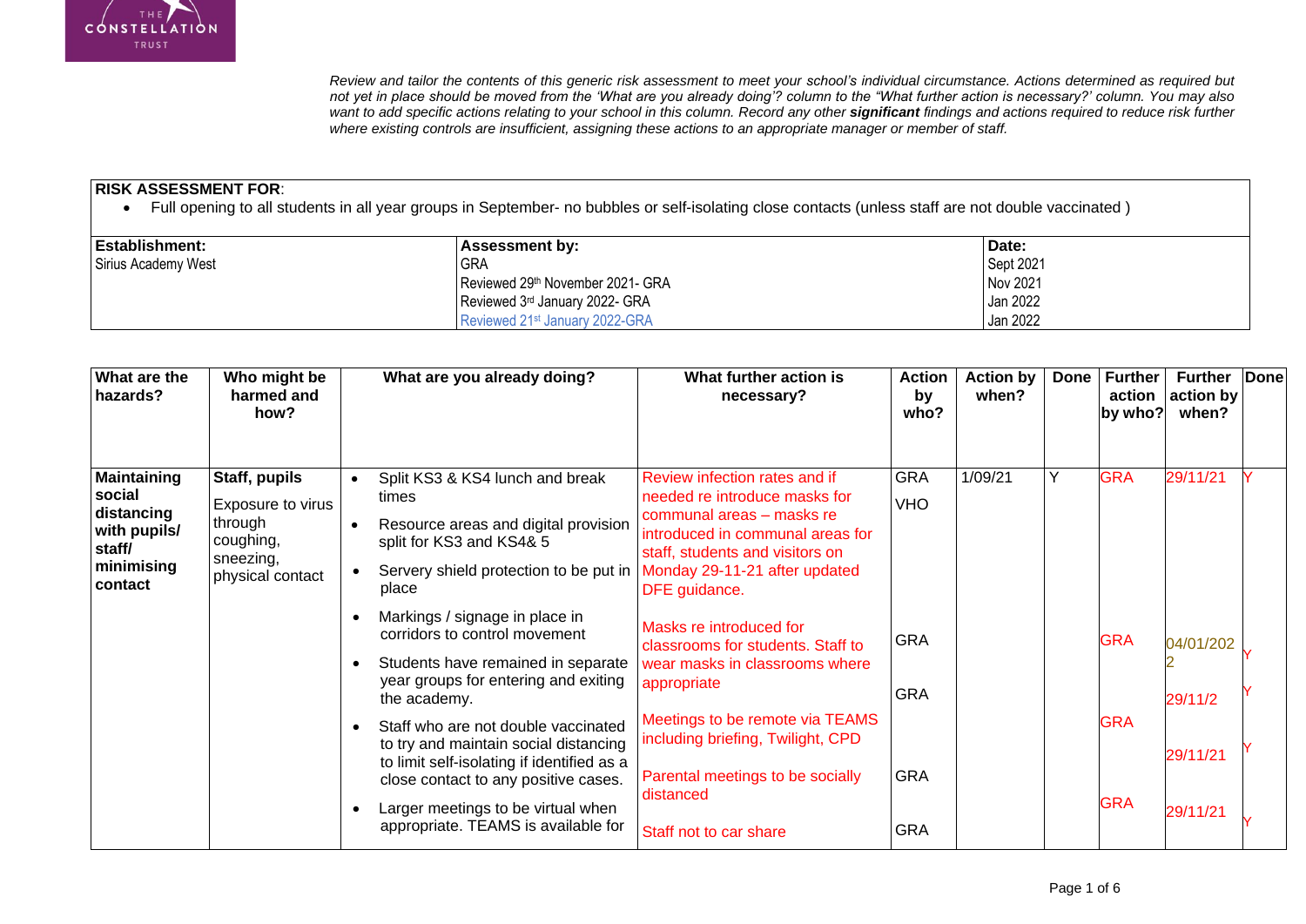*Review and tailor the contents of this generic risk assessment to meet your school's individual circumstance. Actions determined as required but not yet in place should be moved from the 'What are you already doing'? column to the "What further action is necessary?' column. You may also want to add specific actions relating to your school in this column. Record any other **significant** findings and actions required to reduce risk further where existing controls are insufficient, assigning these actions to an appropriate manager or member of staff.*

**RISK ASSESSMENT FOR**:

- Full opening to all students in all year groups in September- no bubbles or self-isolating close contacts (unless staff are not double vaccinated )

| **Establishment:** | **Assessment by:** | **Date:** |
|---|---|---|
| Sirius Academy West | GRA | Sept 2021 |
| | Reviewed 29th November 2021- GRA | Nov 2021 |
| | Reviewed 3rd January 2022- GRA | Jan 2022 |
| | Reviewed 21st January 2022-GRA | Jan 2022 |

| What are the hazards? | Who might be harmed and how? | What are you already doing? | What further action is necessary? | Action by who? | Action by when? | Done | Further action by who? | Further action by when? | Done |
|---|---|---|---|---|---|---|---|---|---|
| **Maintaining social distancing with pupils/ staff/ minimising contact** | **Staff, pupils**<br>Exposure to virus through coughing, sneezing, physical contact | • Split KS3 & KS4 lunch and break times<br>• Resource areas and digital provision split for KS3 and KS4& 5<br>• Servery shield protection to be put in place<br>• Markings / signage in place in corridors to control movement<br>• Students have remained in separate year groups for entering and exiting the academy.<br>• Staff who are not double vaccinated to try and maintain social distancing to limit self-isolating if identified as a close contact to any positive cases.<br>• Larger meetings to be virtual when appropriate. TEAMS is available for | Review infection rates and if needed re introduce masks for communal areas – masks re introduced in communal areas for staff, students and visitors on Monday 29-11-21 after updated DFE guidance. | GRA<br>VHO | 1/09/21 | Y | GRA | 29/11/21 | Y |
| | | | Masks re introduced for classrooms for students. Staff to wear masks in classrooms where appropriate | GRA | | | GRA | 04/01/2022 | Y |
| | | | Meetings to be remote via TEAMS including briefing, Twilight, CPD | GRA | | | GRA | 29/11/2 | Y |
| | | | Parental meetings to be socially distanced | GRA | | | | 29/11/21 | Y |
| | | | Staff not to car share | GRA | | | GRA | 29/11/21 | Y |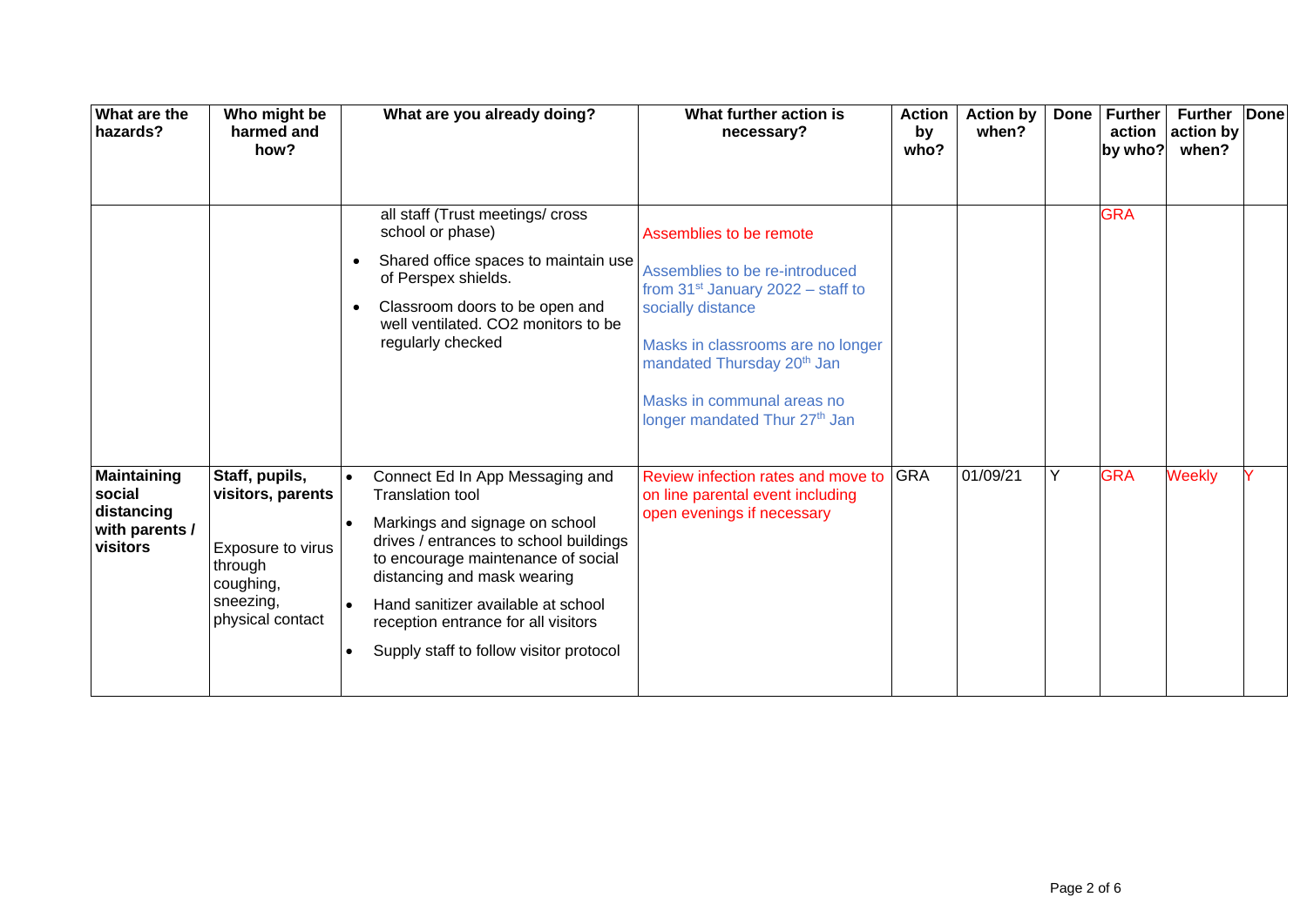| What are the hazards? | Who might be harmed and how? | What are you already doing? | What further action is necessary? | Action by who? | Action by when? | Done | Further action by who? | Further action by when? | Done |
|---|---|---|---|---|---|---|---|---|---|
| | | all staff (Trust meetings/ cross school or phase)<br>• Shared office spaces to maintain use of Perspex shields.<br>• Classroom doors to be open and well ventilated. $CO_2$ monitors to be regularly checked | Assemblies to be remote<br><br>Assemblies to be re-introduced from 31st January 2022 – staff to socially distance<br><br>Masks in classrooms are no longer mandated Thursday 20th Jan<br><br>Masks in communal areas no longer mandated Thur 27th Jan | | | | GRA | | |
| **Maintaining social distancing with parents / visitors** | **Staff, pupils, visitors, parents**<br><br>Exposure to virus through coughing, sneezing, physical contact | • Connect Ed In App Messaging and Translation tool<br>• Markings and signage on school drives / entrances to school buildings to encourage maintenance of social distancing and mask wearing<br>• Hand sanitizer available at school reception entrance for all visitors<br>• Supply staff to follow visitor protocol | Review infection rates and move to on line parental event including open evenings if necessary | GRA | 01/09/21 | Y | GRA | Weekly | Y |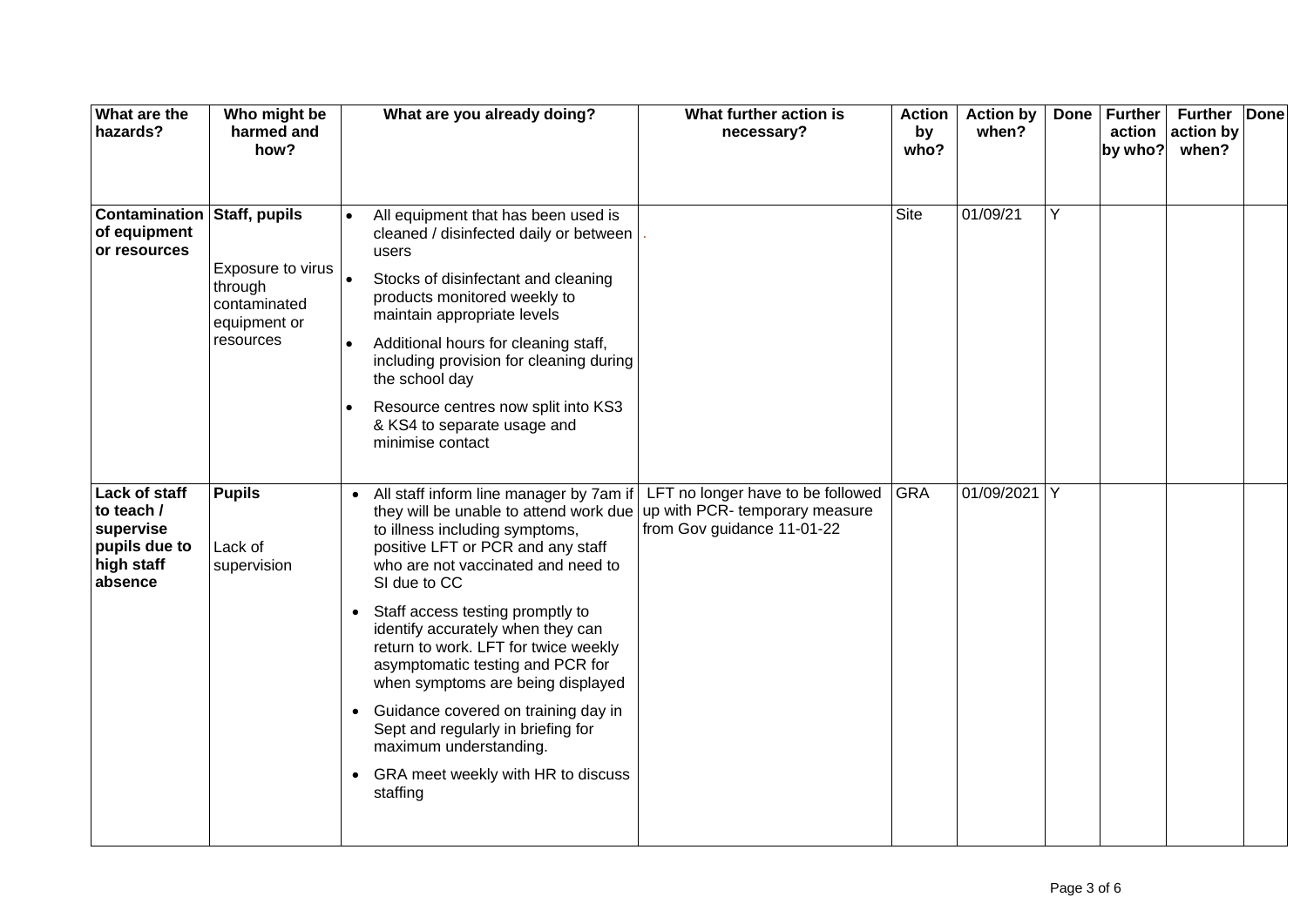| What are the hazards? | Who might be harmed and how? | What are you already doing? | What further action is necessary? | Action by who? | Action by when? | Done | Further action by who? | Further action by when? | Done |
|---|---|---|---|---|---|---|---|---|---|
| **Contamination of equipment or resources** | **Staff, pupils**<br><br>Exposure to virus through contaminated equipment or resources | • All equipment that has been used is cleaned / disinfected daily or between users<br>• Stocks of disinfectant and cleaning products monitored weekly to maintain appropriate levels<br>• Additional hours for cleaning staff, including provision for cleaning during the school day<br>• Resource centres now split into KS3 & KS4 to separate usage and minimise contact | . | Site | 01/09/21 | Y | | | |
| **Lack of staff to teach / supervise pupils due to high staff absence** | **Pupils**<br><br>Lack of supervision | • All staff inform line manager by 7am if they will be unable to attend work due to illness including symptoms, positive LFT or PCR and any staff who are not vaccinated and need to SI due to CC<br>• Staff access testing promptly to identify accurately when they can return to work. LFT for twice weekly asymptomatic testing and PCR for when symptoms are being displayed<br>• Guidance covered on training day in Sept and regularly in briefing for maximum understanding.<br>• GRA meet weekly with HR to discuss staffing | LFT no longer have to be followed up with PCR- temporary measure from Gov guidance 11-01-22 | GRA | 01/09/2021 | Y | | | |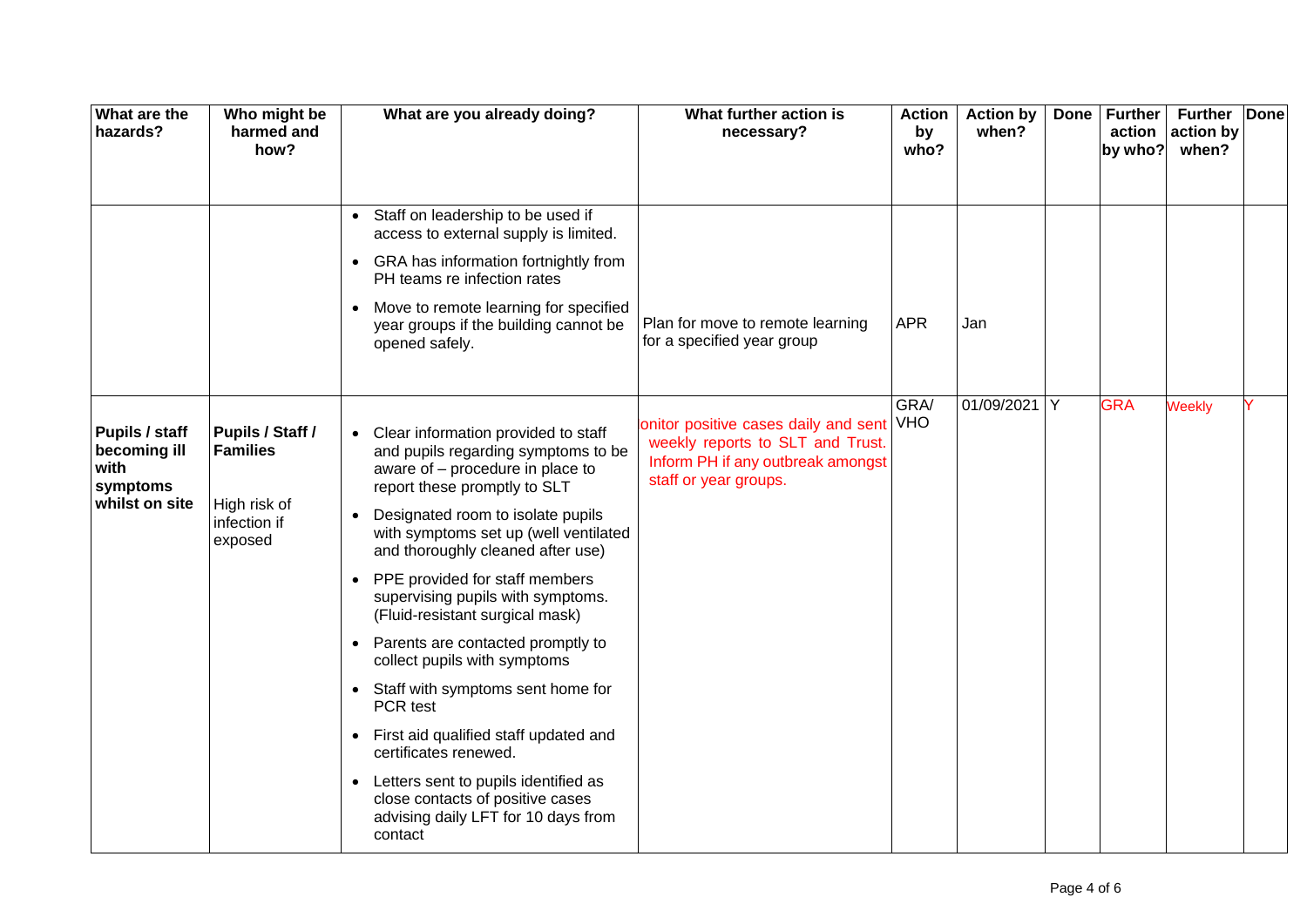| What are the hazards? | Who might be harmed and how? | What are you already doing? | What further action is necessary? | Action by who? | Action by when? | Done | Further action by who? | Further action by when? | Done |
|---|---|---|---|---|---|---|---|---|---|
| | | • Staff on leadership to be used if access to external supply is limited.<br>• GRA has information fortnightly from PH teams re infection rates<br>• Move to remote learning for specified year groups if the building cannot be opened safely. | Plan for move to remote learning for a specified year group | APR | Jan | | | | |
| **Pupils / staff becoming ill with symptoms whilst on site** | **Pupils / Staff / Families**<br><br>High risk of infection if exposed | • Clear information provided to staff and pupils regarding symptoms to be aware of – procedure in place to report these promptly to SLT<br>• Designated room to isolate pupils with symptoms set up (well ventilated and thoroughly cleaned after use)<br>• PPE provided for staff members supervising pupils with symptoms. (Fluid-resistant surgical mask)<br>• Parents are contacted promptly to collect pupils with symptoms<br>• Staff with symptoms sent home for PCR test<br>• First aid qualified staff updated and certificates renewed.<br>• Letters sent to pupils identified as close contacts of positive cases advising daily LFT for 10 days from contact | onitor positive cases daily and sent weekly reports to SLT and Trust. Inform PH if any outbreak amongst staff or year groups. | GRA/ VHO | 01/09/2021 | Y | GRA | Weekly | Y |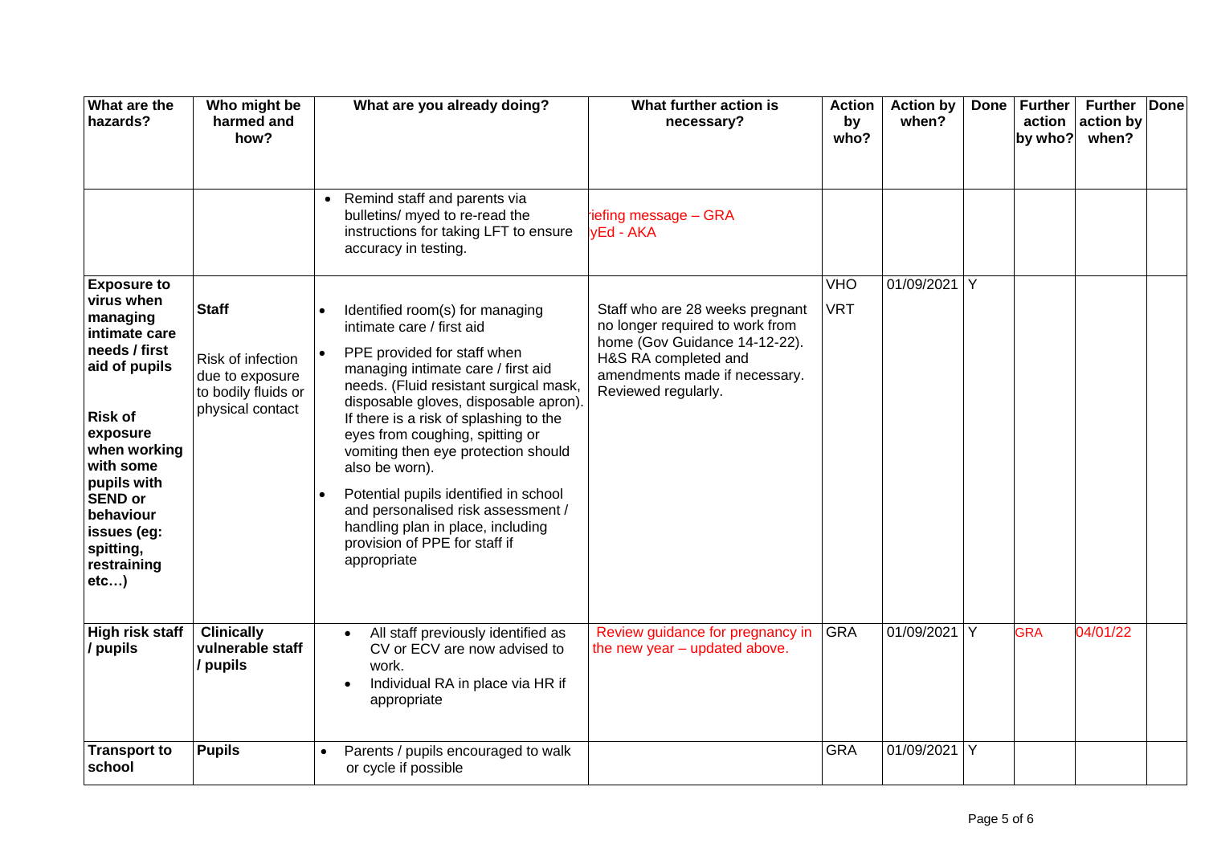| What are the hazards? | Who might be harmed and how? | What are you already doing? | What further action is necessary? | Action by who? | Action by when? | Done | Further action by who? | Further action by when? | Done |
|---|---|---|---|---|---|---|---|---|---|
| | | • Remind staff and parents via bulletins/ myed to re-read the instructions for taking LFT to ensure accuracy in testing. | iefing message – GRA<br>yEd - AKA | | | | | | |
| **Exposure to virus when managing intimate care needs / first aid of pupils**<br><br>**Risk of exposure when working with some pupils with SEND or behaviour issues (eg: spitting, restraining etc…)** | **Staff**<br><br>Risk of infection due to exposure to bodily fluids or physical contact | • Identified room(s) for managing intimate care / first aid<br>• PPE provided for staff when managing intimate care / first aid needs. (Fluid resistant surgical mask, disposable gloves, disposable apron). If there is a risk of splashing to the eyes from coughing, spitting or vomiting then eye protection should also be worn).<br>• Potential pupils identified in school and personalised risk assessment / handling plan in place, including provision of PPE for staff if appropriate | Staff who are 28 weeks pregnant no longer required to work from home (Gov Guidance 14-12-22). H&S RA completed and amendments made if necessary. Reviewed regularly. | VHO<br>VRT | 01/09/2021 | Y | | | |
| **High risk staff / pupils** | **Clinically vulnerable staff / pupils** | • All staff previously identified as CV or ECV are now advised to work.<br>• Individual RA in place via HR if appropriate | Review guidance for pregnancy in the new year – updated above. | GRA | 01/09/2021 | Y | GRA | 04/01/22 | |
| **Transport to school** | **Pupils** | • Parents / pupils encouraged to walk or cycle if possible | | GRA | 01/09/2021 | Y | | | |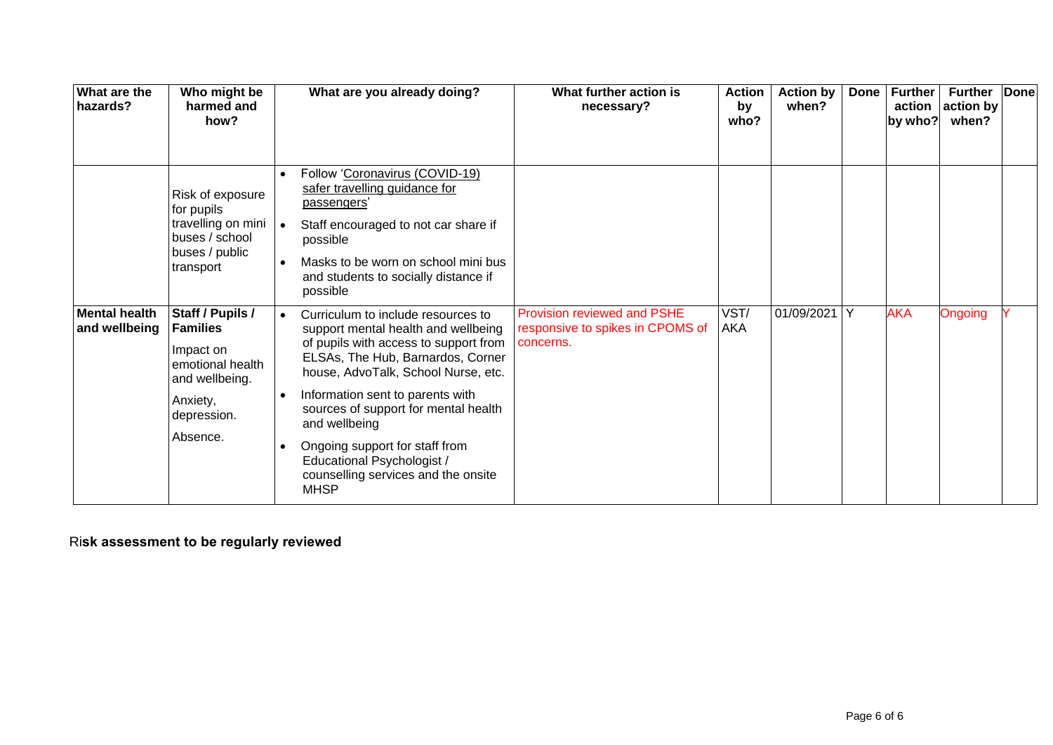| What are the hazards? | Who might be harmed and how? | What are you already doing? | What further action is necessary? | Action by who? | Action by when? | Done | Further action by who? | Further action by when? | Done |
|---|---|---|---|---|---|---|---|---|---|
| | Risk of exposure for pupils travelling on mini buses / school buses / public transport | • Follow 'Coronavirus (COVID-19) safer travelling guidance for passengers'<br>• Staff encouraged to not car share if possible<br>• Masks to be worn on school mini bus and students to socially distance if possible | | | | | | | |
| **Mental health and wellbeing** | **Staff / Pupils / Families**<br>Impact on emotional health and wellbeing.<br>Anxiety, depression.<br>Absence. | • Curriculum to include resources to support mental health and wellbeing of pupils with access to support from ELSAs, The Hub, Barnardos, Corner house, AdvoTalk, School Nurse, etc.<br>• Information sent to parents with sources of support for mental health and wellbeing<br>• Ongoing support for staff from Educational Psychologist / counselling services and the onsite MHSP | Provision reviewed and PSHE responsive to spikes in CPOMS of concerns. | VST/ AKA | 01/09/2021 | Y | AKA | Ongoing | Y |

**Risk assessment to be regularly reviewed**